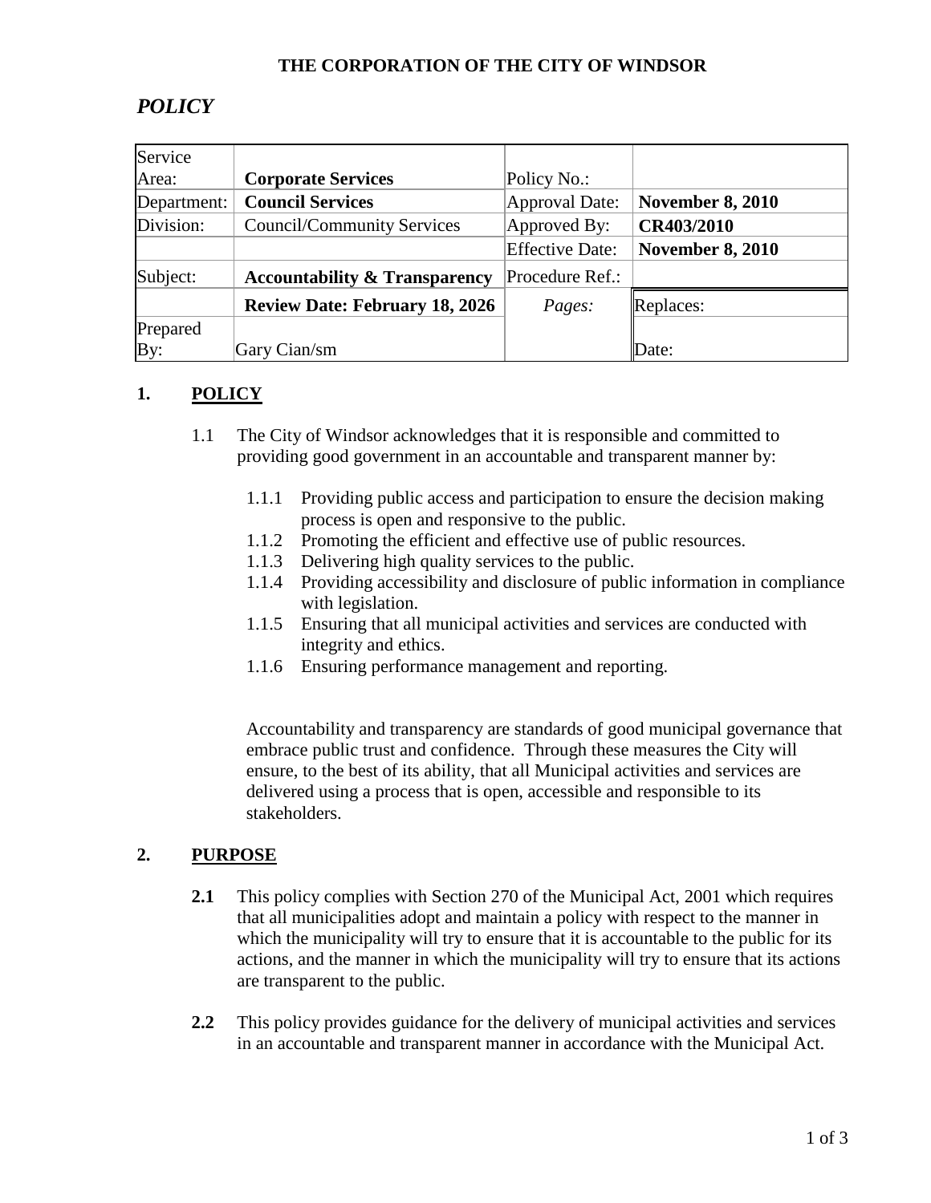**THE CORPORATION OF THE CITY OF WINDSOR**

# *POLICY*

| Service Area: | **Corporate Services** | Policy No.: | |
|---|---|---|---|
| Department: | **Council Services** | Approval Date: | **November 8, 2010** |
| Division: | Council/Community Services | Approved By: | **CR403/2010** |
| | | Effective Date: | **November 8, 2010** |
| Subject: | **Accountability & Transparency** | Procedure Ref.: | |
| | **Review Date: February 18, 2026** | *Pages:* | Replaces: |
| Prepared By: | Gary Cian/sm | | Date: |

## 1. POLICY

1.1 The City of Windsor acknowledges that it is responsible and committed to providing good government in an accountable and transparent manner by:

- 1.1.1 Providing public access and participation to ensure the decision making process is open and responsive to the public.
- 1.1.2 Promoting the efficient and effective use of public resources.
- 1.1.3 Delivering high quality services to the public.
- 1.1.4 Providing accessibility and disclosure of public information in compliance with legislation.
- 1.1.5 Ensuring that all municipal activities and services are conducted with integrity and ethics.
- 1.1.6 Ensuring performance management and reporting.

Accountability and transparency are standards of good municipal governance that embrace public trust and confidence. Through these measures the City will ensure, to the best of its ability, that all Municipal activities and services are delivered using a process that is open, accessible and responsible to its stakeholders.

## 2. PURPOSE

**2.1** This policy complies with Section 270 of the Municipal Act, 2001 which requires that all municipalities adopt and maintain a policy with respect to the manner in which the municipality will try to ensure that it is accountable to the public for its actions, and the manner in which the municipality will try to ensure that its actions are transparent to the public.

**2.2** This policy provides guidance for the delivery of municipal activities and services in an accountable and transparent manner in accordance with the Municipal Act.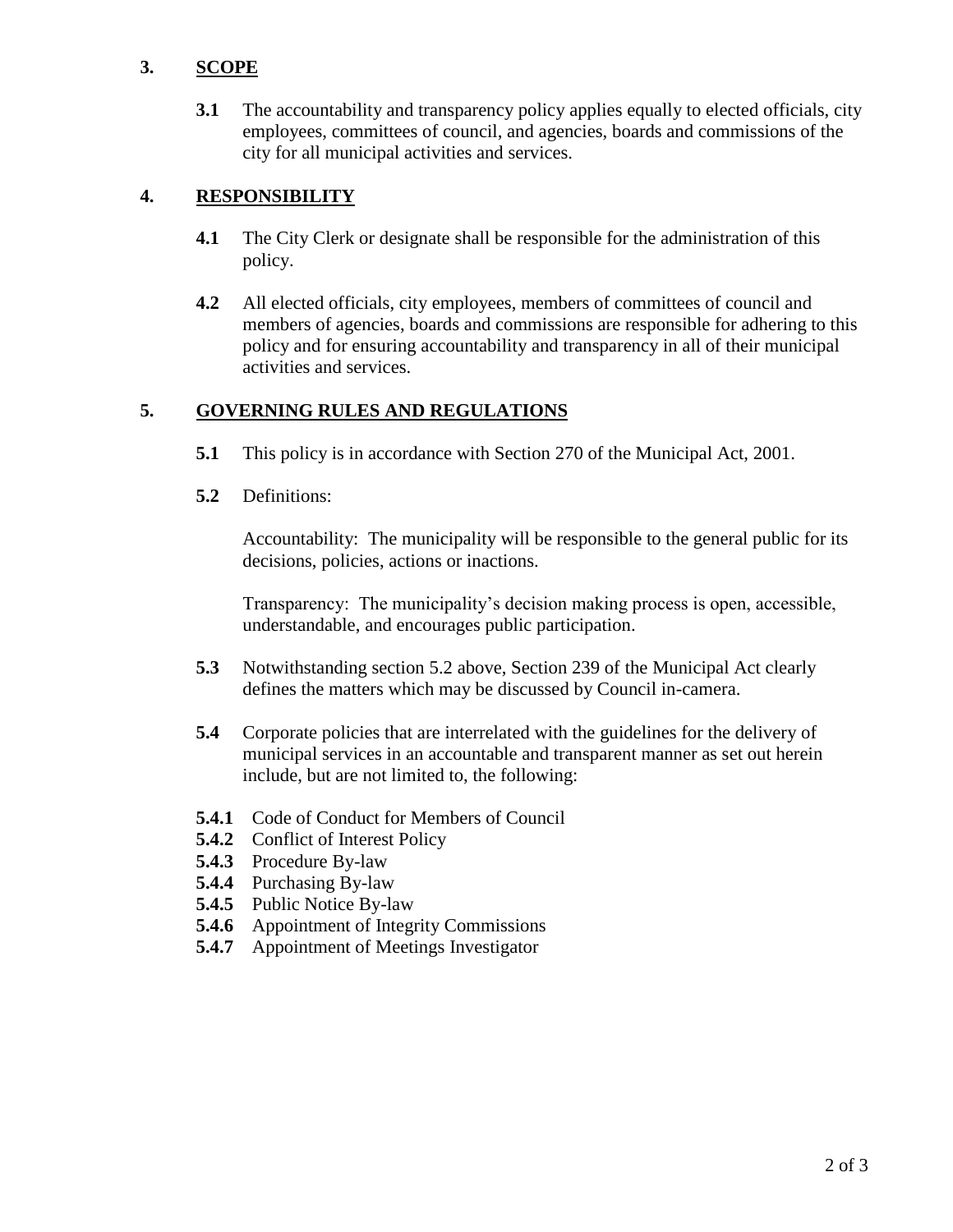## 3. SCOPE

**3.1** The accountability and transparency policy applies equally to elected officials, city employees, committees of council, and agencies, boards and commissions of the city for all municipal activities and services.

## 4. RESPONSIBILITY

**4.1** The City Clerk or designate shall be responsible for the administration of this policy.

**4.2** All elected officials, city employees, members of committees of council and members of agencies, boards and commissions are responsible for adhering to this policy and for ensuring accountability and transparency in all of their municipal activities and services.

## 5. GOVERNING RULES AND REGULATIONS

**5.1** This policy is in accordance with Section 270 of the Municipal Act, 2001.

**5.2** Definitions:

Accountability: The municipality will be responsible to the general public for its decisions, policies, actions or inactions.

Transparency: The municipality's decision making process is open, accessible, understandable, and encourages public participation.

**5.3** Notwithstanding section 5.2 above, Section 239 of the Municipal Act clearly defines the matters which may be discussed by Council in-camera.

**5.4** Corporate policies that are interrelated with the guidelines for the delivery of municipal services in an accountable and transparent manner as set out herein include, but are not limited to, the following:

**5.4.1** Code of Conduct for Members of Council
**5.4.2** Conflict of Interest Policy
**5.4.3** Procedure By-law
**5.4.4** Purchasing By-law
**5.4.5** Public Notice By-law
**5.4.6** Appointment of Integrity Commissions
**5.4.7** Appointment of Meetings Investigator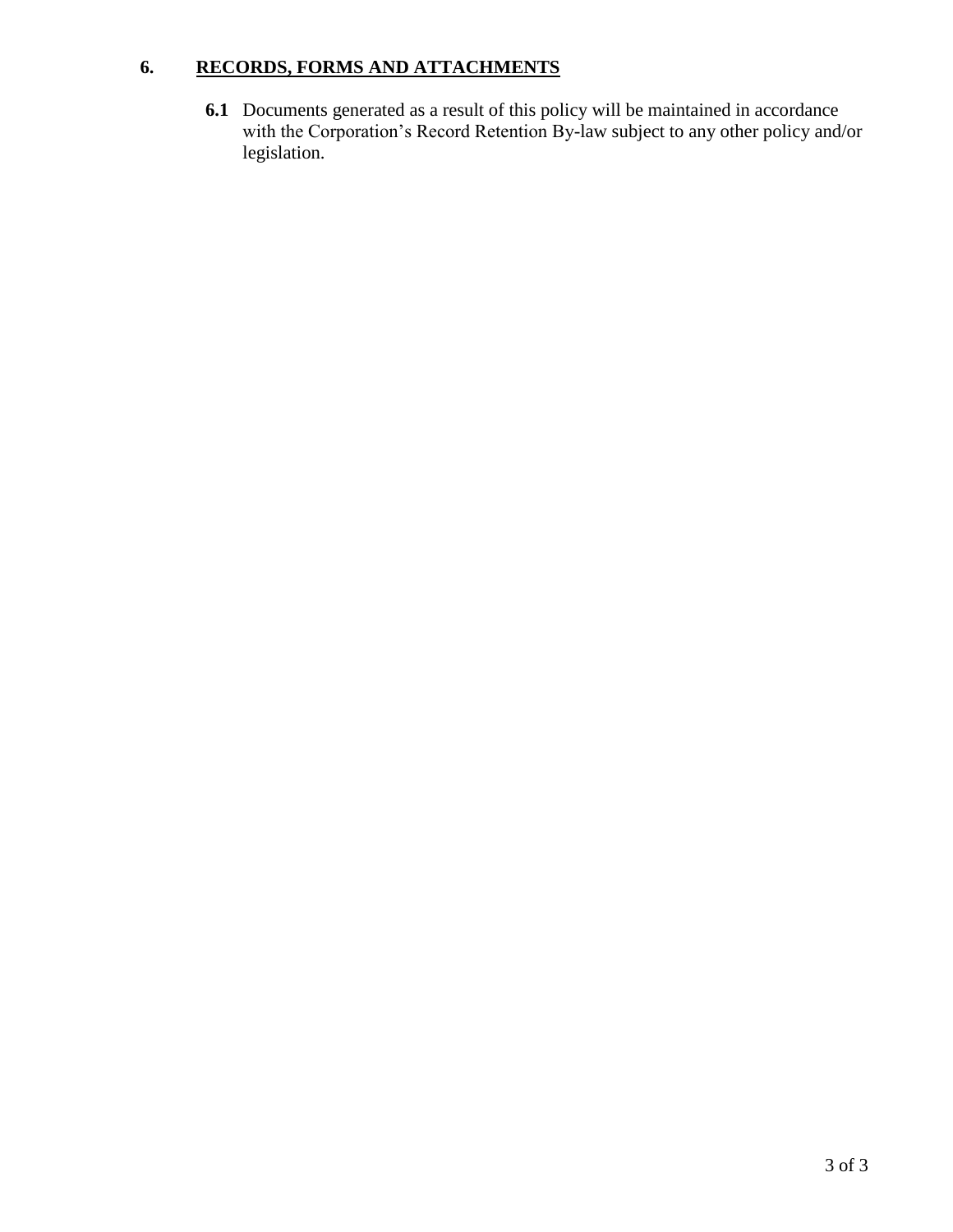## 6. RECORDS, FORMS AND ATTACHMENTS

**6.1** Documents generated as a result of this policy will be maintained in accordance with the Corporation's Record Retention By-law subject to any other policy and/or legislation.